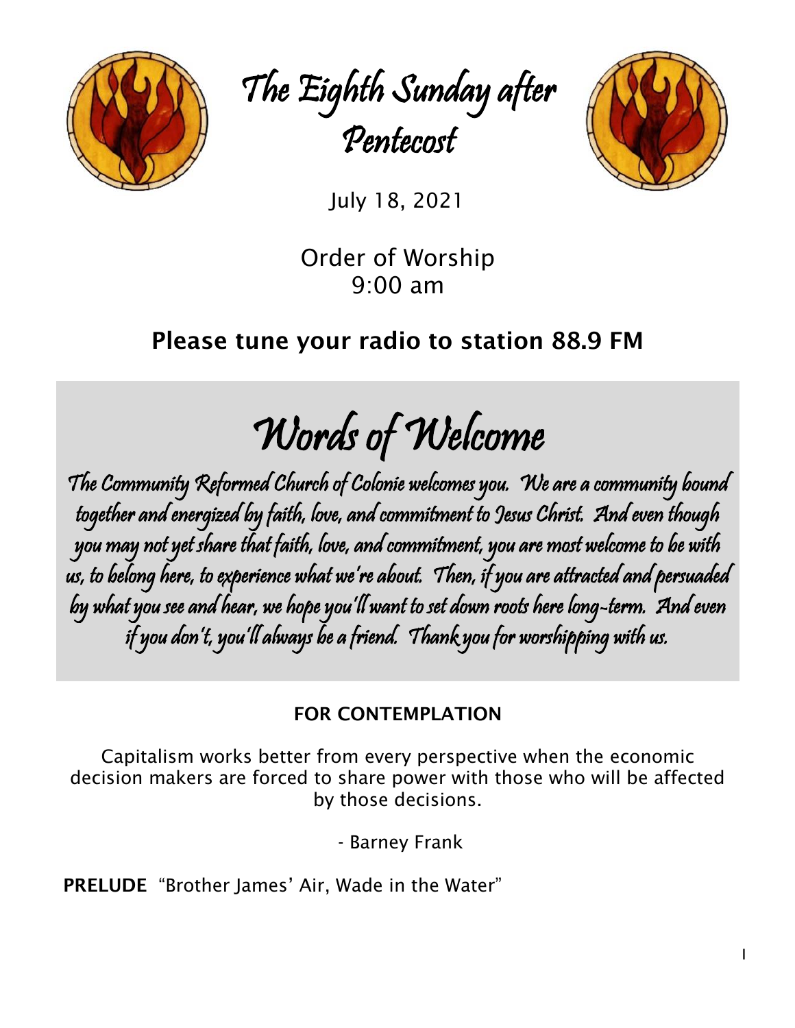# The Eighth Sunday after Pentecost

July 18, 2021

Order of Worship
9:00 am

**Please tune your radio to station 88.9 FM**

## Words of Welcome

The Community Reformed Church of Colonie welcomes you. We are a community bound together and energized by faith, love, and commitment to Jesus Christ. And even though you may not yet share that faith, love, and commitment, you are most welcome to be with us, to belong here, to experience what we're about. Then, if you are attracted and persuaded by what you see and hear, we hope you'll want to set down roots here long-term. And even if you don't, you'll always be a friend. Thank you for worshipping with us.

**FOR CONTEMPLATION**

Capitalism works better from every perspective when the economic decision makers are forced to share power with those who will be affected by those decisions.

- Barney Frank

**PRELUDE** "Brother James' Air, Wade in the Water"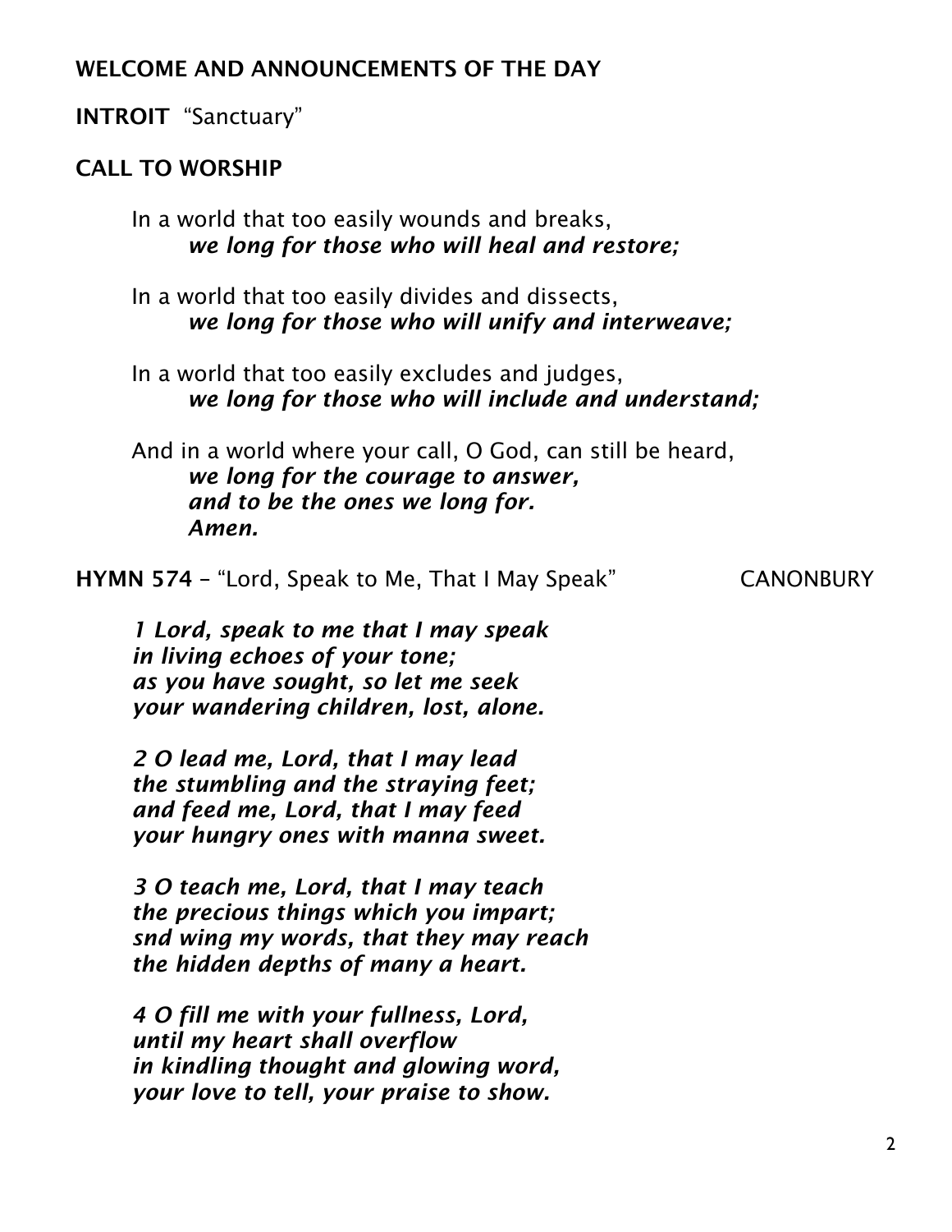**WELCOME AND ANNOUNCEMENTS OF THE DAY**

**INTROIT** "Sanctuary"

**CALL TO WORSHIP**

In a world that too easily wounds and breaks,
***we long for those who will heal and restore;***

In a world that too easily divides and dissects,
***we long for those who will unify and interweave;***

In a world that too easily excludes and judges,
***we long for those who will include and understand;***

And in a world where your call, O God, can still be heard,
***we long for the courage to answer,***
***and to be the ones we long for.***
***Amen.***

**HYMN 574** – "Lord, Speak to Me, That I May Speak" CANONBURY

***1 Lord, speak to me that I may speak***
***in living echoes of your tone;***
***as you have sought, so let me seek***
***your wandering children, lost, alone.***

***2 O lead me, Lord, that I may lead***
***the stumbling and the straying feet;***
***and feed me, Lord, that I may feed***
***your hungry ones with manna sweet.***

***3 O teach me, Lord, that I may teach***
***the precious things which you impart;***
***snd wing my words, that they may reach***
***the hidden depths of many a heart.***

***4 O fill me with your fullness, Lord,***
***until my heart shall overflow***
***in kindling thought and glowing word,***
***your love to tell, your praise to show.***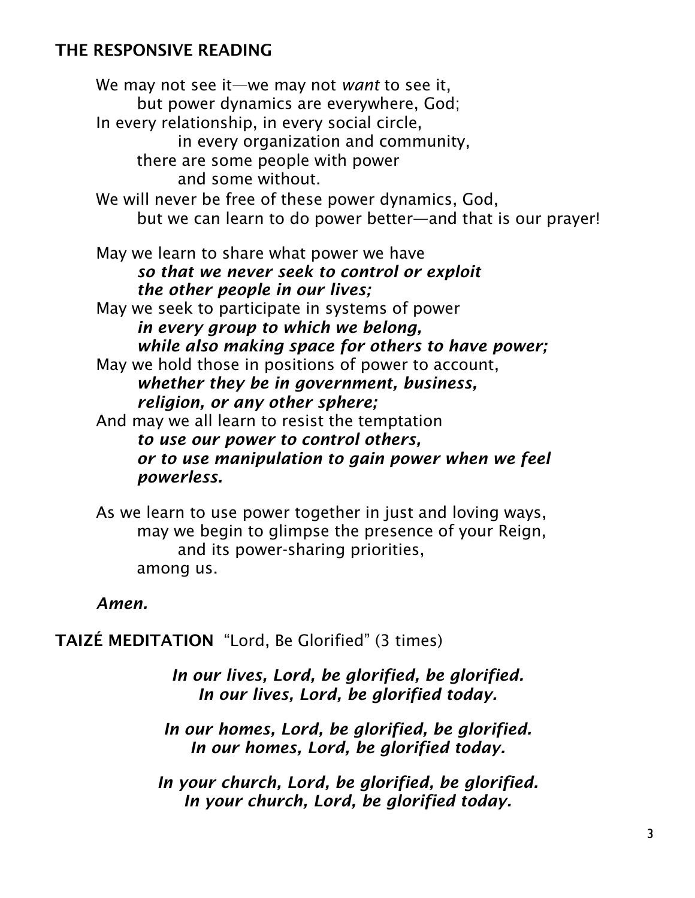## THE RESPONSIVE READING

We may not see it—we may not *want* to see it,
but power dynamics are everywhere, God;
In every relationship, in every social circle,
in every organization and community,
there are some people with power
and some without.
We will never be free of these power dynamics, God,
but we can learn to do power better—and that is our prayer!

May we learn to share what power we have
***so that we never seek to control or exploit***
***the other people in our lives;***
May we seek to participate in systems of power
***in every group to which we belong,***
***while also making space for others to have power;***
May we hold those in positions of power to account,
***whether they be in government, business,***
***religion, or any other sphere;***
And may we all learn to resist the temptation
***to use our power to control others,***
***or to use manipulation to gain power when we feel powerless.***

As we learn to use power together in just and loving ways,
may we begin to glimpse the presence of your Reign,
and its power-sharing priorities,
among us.

***Amen.***

**TAIZÉ MEDITATION** "Lord, Be Glorified" (3 times)

***In our lives, Lord, be glorified, be glorified.***
***In our lives, Lord, be glorified today.***

***In our homes, Lord, be glorified, be glorified.***
***In our homes, Lord, be glorified today.***

***In your church, Lord, be glorified, be glorified.***
***In your church, Lord, be glorified today.***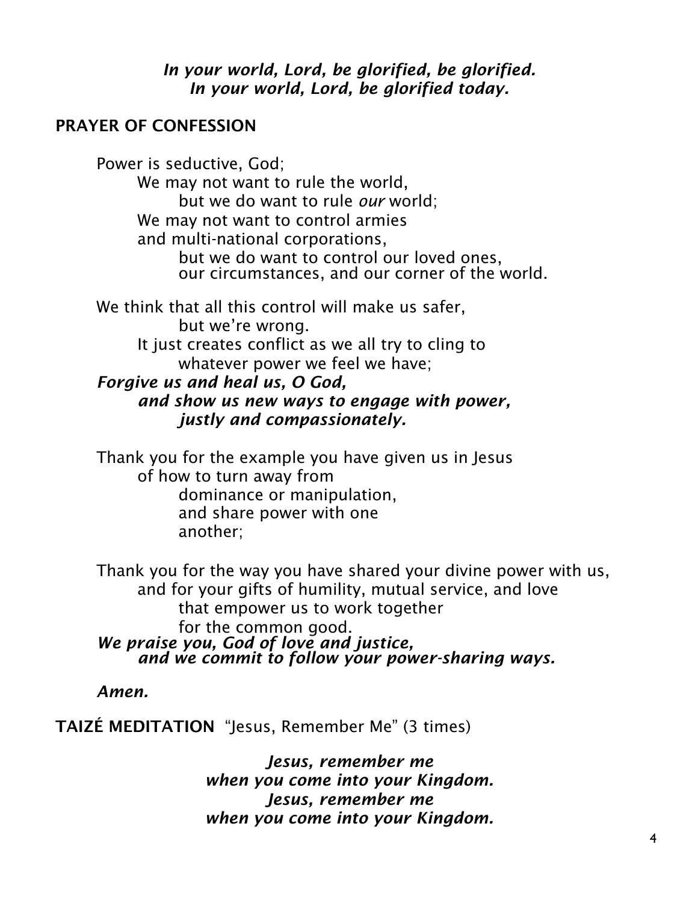***In your world, Lord, be glorified, be glorified.***
***In your world, Lord, be glorified today.***

## PRAYER OF CONFESSION

Power is seductive, God;
We may not want to rule the world,
but we do want to rule *our* world;
We may not want to control armies
and multi-national corporations,
but we do want to control our loved ones,
our circumstances, and our corner of the world.

We think that all this control will make us safer,
but we're wrong.
It just creates conflict as we all try to cling to
whatever power we feel we have;
***Forgive us and heal us, O God,***
***and show us new ways to engage with power,***
***justly and compassionately.***

Thank you for the example you have given us in Jesus
of how to turn away from
dominance or manipulation,
and share power with one
another;

Thank you for the way you have shared your divine power with us,
and for your gifts of humility, mutual service, and love
that empower us to work together
for the common good.
***We praise you, God of love and justice,***
***and we commit to follow your power-sharing ways.***

***Amen.***

**TAIZÉ MEDITATION** "Jesus, Remember Me" (3 times)

***Jesus, remember me***
***when you come into your Kingdom.***
***Jesus, remember me***
***when you come into your Kingdom.***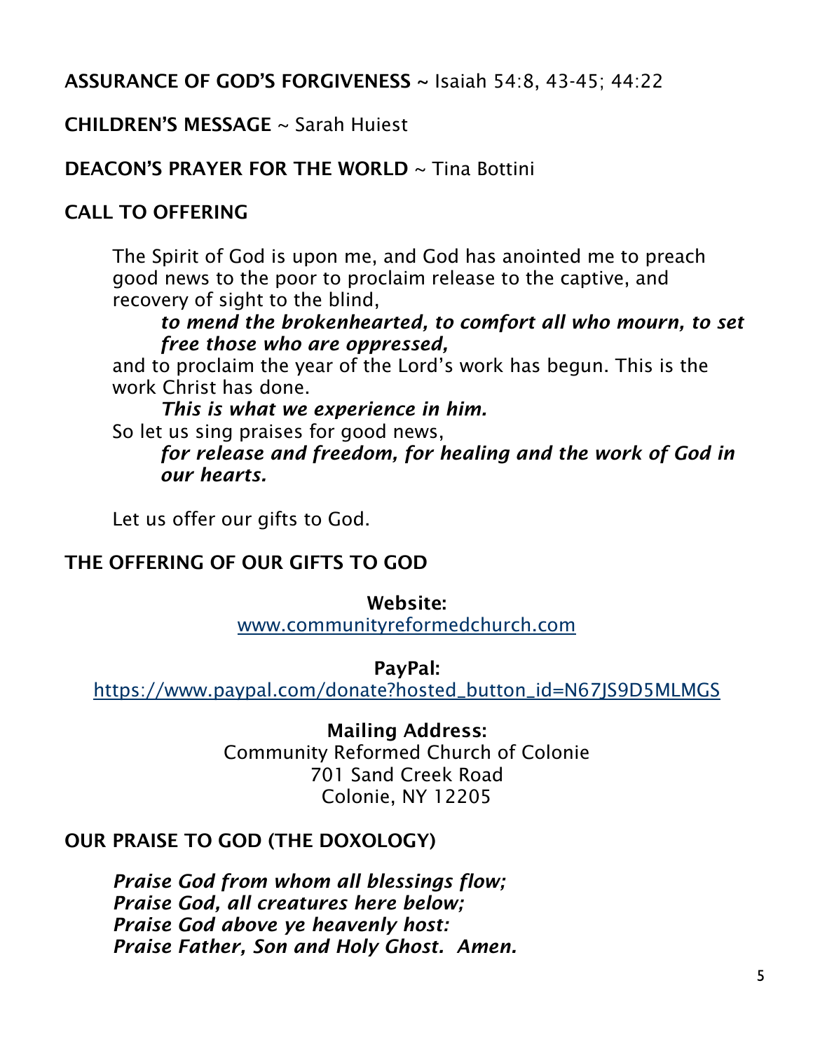**ASSURANCE OF GOD'S FORGIVENESS** ~ Isaiah 54:8, 43-45; 44:22

**CHILDREN'S MESSAGE** ~ Sarah Huiest

**DEACON'S PRAYER FOR THE WORLD** ~ Tina Bottini

**CALL TO OFFERING**

The Spirit of God is upon me, and God has anointed me to preach good news to the poor to proclaim release to the captive, and recovery of sight to the blind,

> ***to mend the brokenhearted, to comfort all who mourn, to set free those who are oppressed,***

and to proclaim the year of the Lord's work has begun. This is the work Christ has done.

> ***This is what we experience in him.***

So let us sing praises for good news,

> ***for release and freedom, for healing and the work of God in our hearts.***

Let us offer our gifts to God.

**THE OFFERING OF OUR GIFTS TO GOD**

**Website:**
www.communityreformedchurch.com

**PayPal:**
https://www.paypal.com/donate?hosted_button_id=N67JS9D5MLMGS

**Mailing Address:**
Community Reformed Church of Colonie
701 Sand Creek Road
Colonie, NY 12205

**OUR PRAISE TO GOD (THE DOXOLOGY)**

***Praise God from whom all blessings flow;***
***Praise God, all creatures here below;***
***Praise God above ye heavenly host:***
***Praise Father, Son and Holy Ghost. Amen.***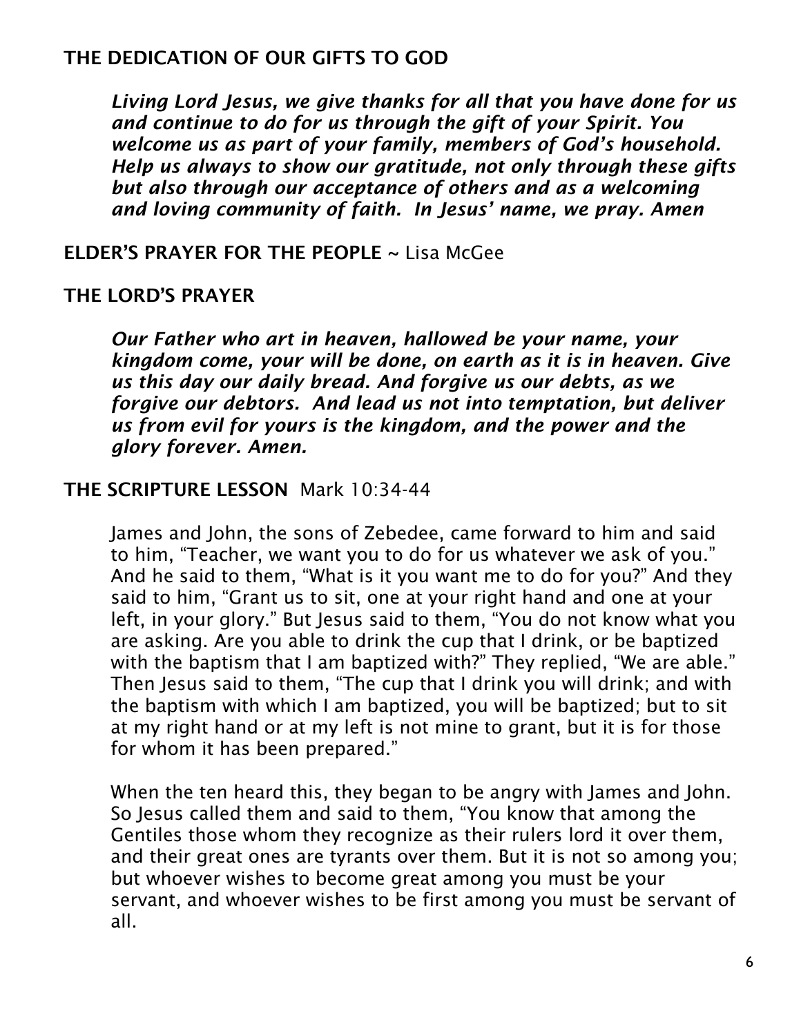## THE DEDICATION OF OUR GIFTS TO GOD

***Living Lord Jesus, we give thanks for all that you have done for us and continue to do for us through the gift of your Spirit. You welcome us as part of your family, members of God's household. Help us always to show our gratitude, not only through these gifts but also through our acceptance of others and as a welcoming and loving community of faith. In Jesus' name, we pray. Amen***

## ELDER'S PRAYER FOR THE PEOPLE ~ Lisa McGee

## THE LORD'S PRAYER

***Our Father who art in heaven, hallowed be your name, your kingdom come, your will be done, on earth as it is in heaven. Give us this day our daily bread. And forgive us our debts, as we forgive our debtors. And lead us not into temptation, but deliver us from evil for yours is the kingdom, and the power and the glory forever. Amen.***

## THE SCRIPTURE LESSON Mark 10:34-44

James and John, the sons of Zebedee, came forward to him and said to him, "Teacher, we want you to do for us whatever we ask of you." And he said to them, "What is it you want me to do for you?" And they said to him, "Grant us to sit, one at your right hand and one at your left, in your glory." But Jesus said to them, "You do not know what you are asking. Are you able to drink the cup that I drink, or be baptized with the baptism that I am baptized with?" They replied, "We are able." Then Jesus said to them, "The cup that I drink you will drink; and with the baptism with which I am baptized, you will be baptized; but to sit at my right hand or at my left is not mine to grant, but it is for those for whom it has been prepared."

When the ten heard this, they began to be angry with James and John. So Jesus called them and said to them, "You know that among the Gentiles those whom they recognize as their rulers lord it over them, and their great ones are tyrants over them. But it is not so among you; but whoever wishes to become great among you must be your servant, and whoever wishes to be first among you must be servant of all.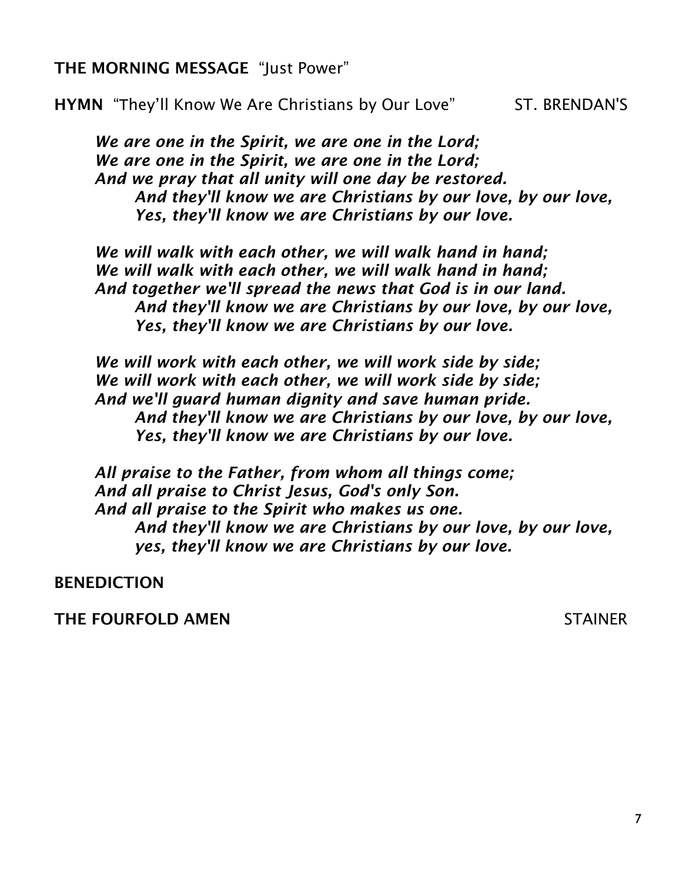**THE MORNING MESSAGE** "Just Power"

**HYMN** "They'll Know We Are Christians by Our Love" ST. BRENDAN'S

***We are one in the Spirit, we are one in the Lord;***
***We are one in the Spirit, we are one in the Lord;***
***And we pray that all unity will one day be restored.***
***And they'll know we are Christians by our love, by our love,***
***Yes, they'll know we are Christians by our love.***

***We will walk with each other, we will walk hand in hand;***
***We will walk with each other, we will walk hand in hand;***
***And together we'll spread the news that God is in our land.***
***And they'll know we are Christians by our love, by our love,***
***Yes, they'll know we are Christians by our love.***

***We will work with each other, we will work side by side;***
***We will work with each other, we will work side by side;***
***And we'll guard human dignity and save human pride.***
***And they'll know we are Christians by our love, by our love,***
***Yes, they'll know we are Christians by our love.***

***All praise to the Father, from whom all things come;***
***And all praise to Christ Jesus, God's only Son.***
***And all praise to the Spirit who makes us one.***
***And they'll know we are Christians by our love, by our love,***
***yes, they'll know we are Christians by our love.***

**BENEDICTION**

**THE FOURFOLD AMEN** STAINER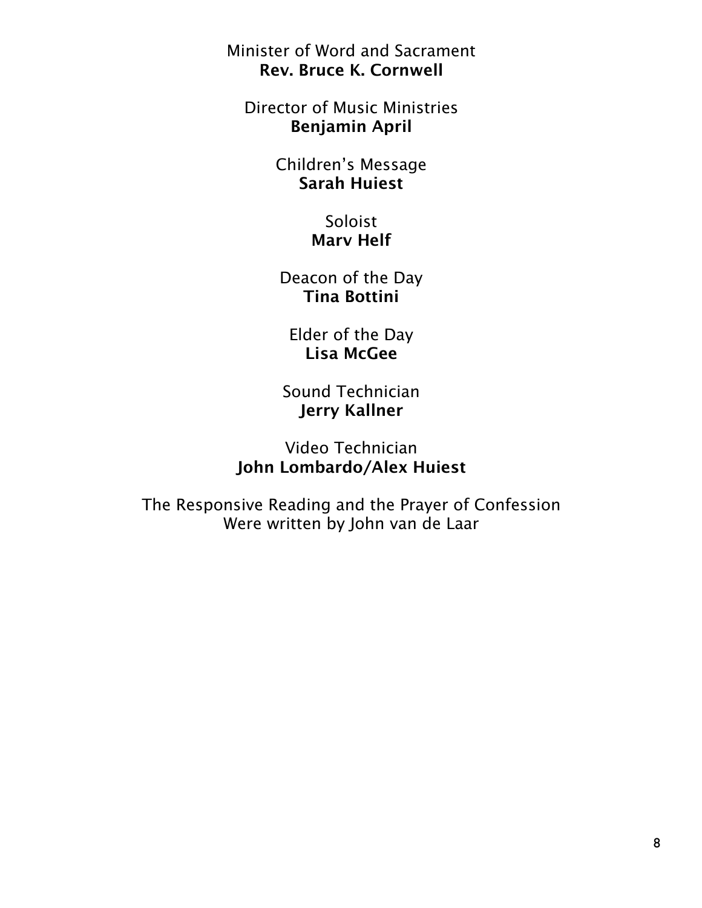Minister of Word and Sacrament
**Rev. Bruce K. Cornwell**

Director of Music Ministries
**Benjamin April**

Children's Message
**Sarah Huiest**

Soloist
**Marv Helf**

Deacon of the Day
**Tina Bottini**

Elder of the Day
**Lisa McGee**

Sound Technician
**Jerry Kallner**

Video Technician
**John Lombardo/Alex Huiest**

The Responsive Reading and the Prayer of Confession
Were written by John van de Laar